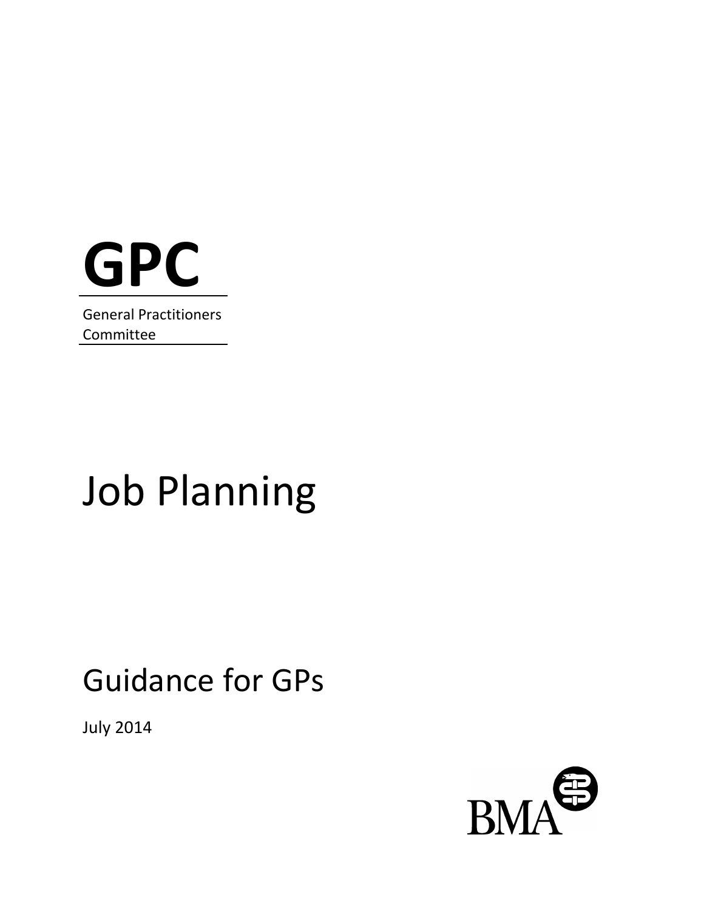# GPC

General Practitioners Committee

# Job Planning

## Guidance for GPs

July 2014

BMA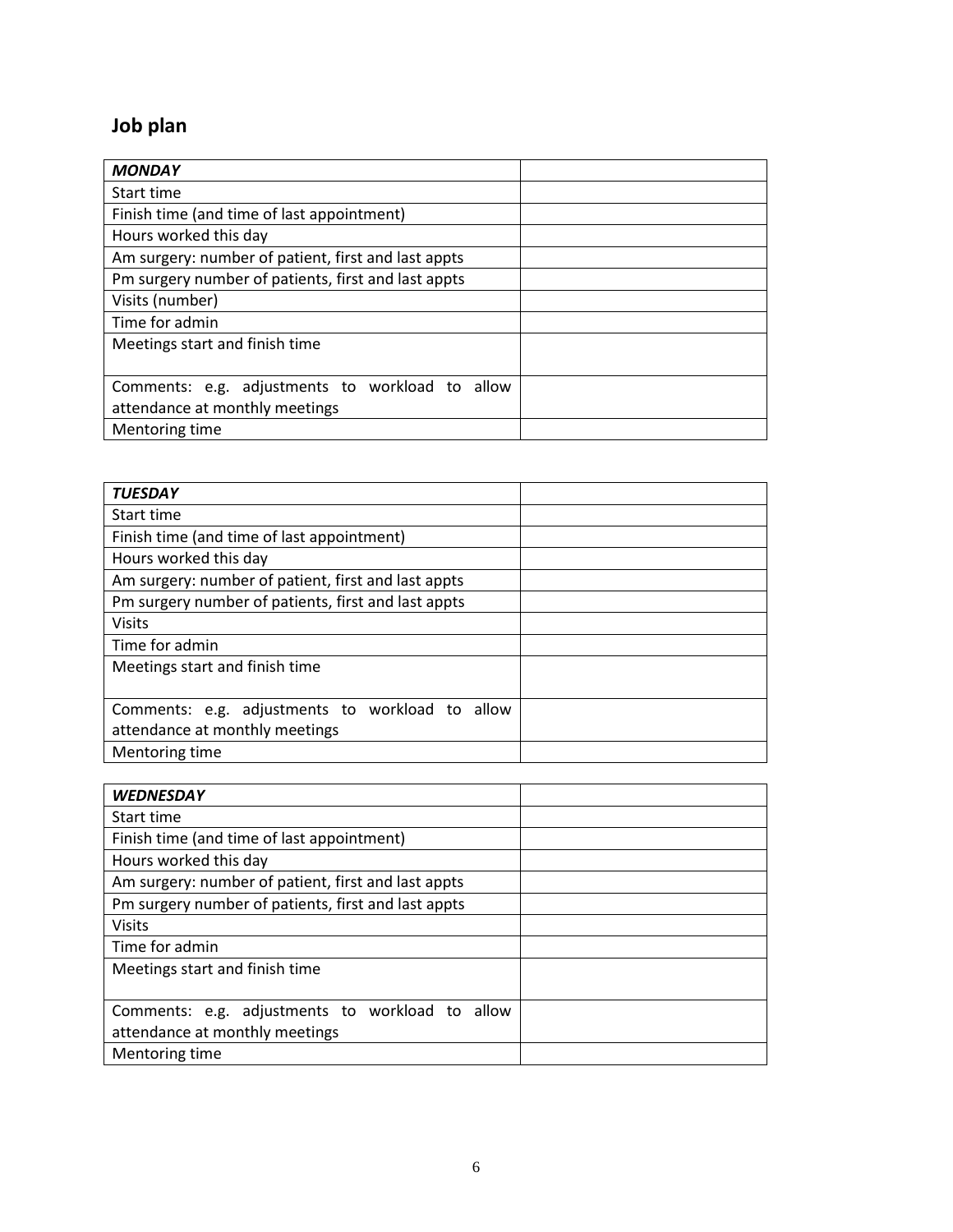## Job plan

| ***MONDAY*** | |
|---|---|
| Start time | |
| Finish time (and time of last appointment) | |
| Hours worked this day | |
| Am surgery: number of patient, first and last appts | |
| Pm surgery number of patients, first and last appts | |
| Visits (number) | |
| Time for admin | |
| Meetings start and finish time | |
| Comments: e.g. adjustments to workload to allow attendance at monthly meetings | |
| Mentoring time | |

| ***TUESDAY*** | |
|---|---|
| Start time | |
| Finish time (and time of last appointment) | |
| Hours worked this day | |
| Am surgery: number of patient, first and last appts | |
| Pm surgery number of patients, first and last appts | |
| Visits | |
| Time for admin | |
| Meetings start and finish time | |
| Comments: e.g. adjustments to workload to allow attendance at monthly meetings | |
| Mentoring time | |

| ***WEDNESDAY*** | |
|---|---|
| Start time | |
| Finish time (and time of last appointment) | |
| Hours worked this day | |
| Am surgery: number of patient, first and last appts | |
| Pm surgery number of patients, first and last appts | |
| Visits | |
| Time for admin | |
| Meetings start and finish time | |
| Comments: e.g. adjustments to workload to allow attendance at monthly meetings | |
| Mentoring time | |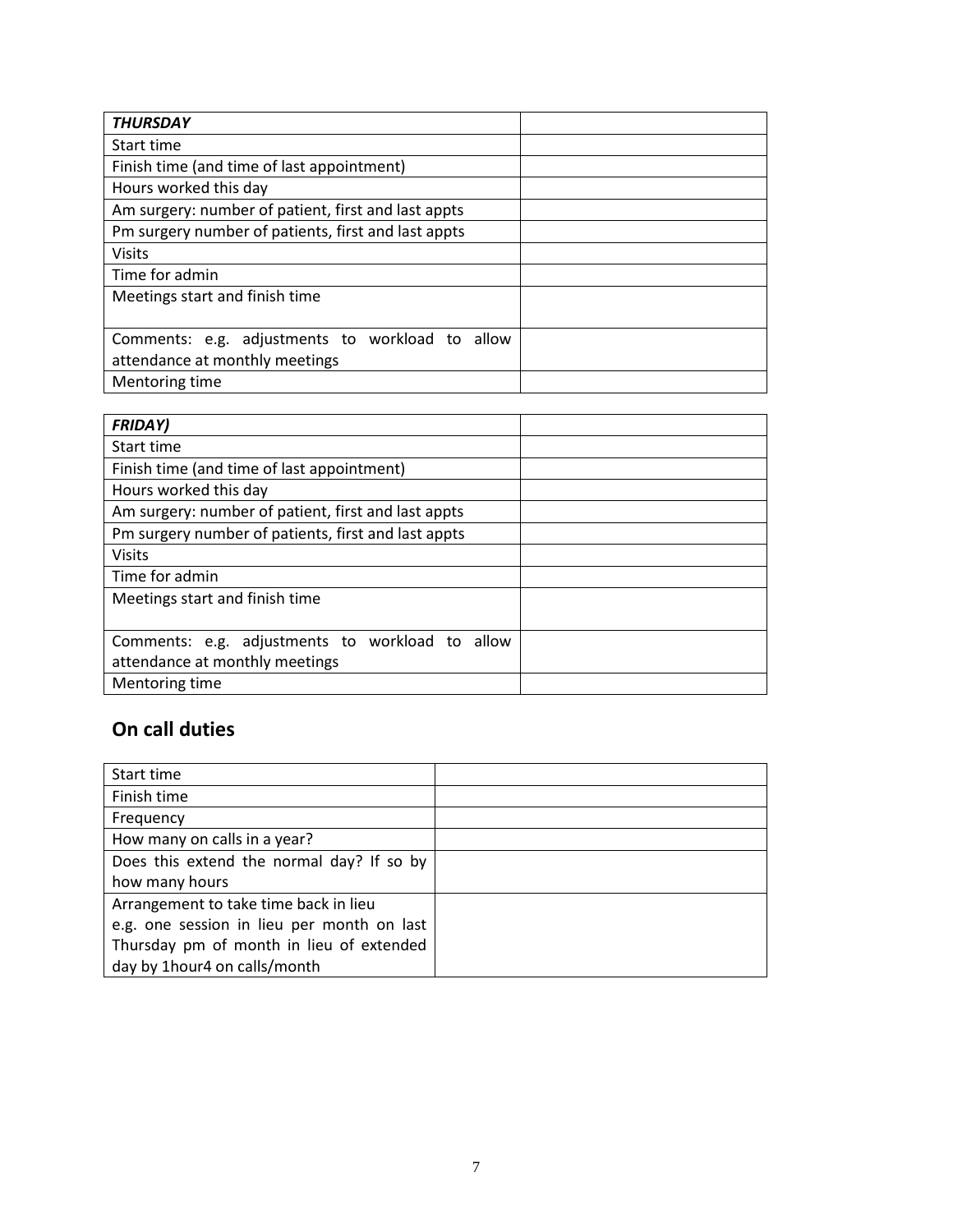| ***THURSDAY*** | |
|---|---|
| Start time | |
| Finish time (and time of last appointment) | |
| Hours worked this day | |
| Am surgery: number of patient, first and last appts | |
| Pm surgery number of patients, first and last appts | |
| Visits | |
| Time for admin | |
| Meetings start and finish time | |
| Comments: e.g. adjustments to workload to allow attendance at monthly meetings | |
| Mentoring time | |

| ***FRIDAY)*** | |
|---|---|
| Start time | |
| Finish time (and time of last appointment) | |
| Hours worked this day | |
| Am surgery: number of patient, first and last appts | |
| Pm surgery number of patients, first and last appts | |
| Visits | |
| Time for admin | |
| Meetings start and finish time | |
| Comments: e.g. adjustments to workload to allow attendance at monthly meetings | |
| Mentoring time | |

## On call duties

| Start time | |
|---|---|
| Finish time | |
| Frequency | |
| How many on calls in a year? | |
| Does this extend the normal day? If so by how many hours | |
| Arrangement to take time back in lieu e.g. one session in lieu per month on last Thursday pm of month in lieu of extended day by 1hour4 on calls/month | |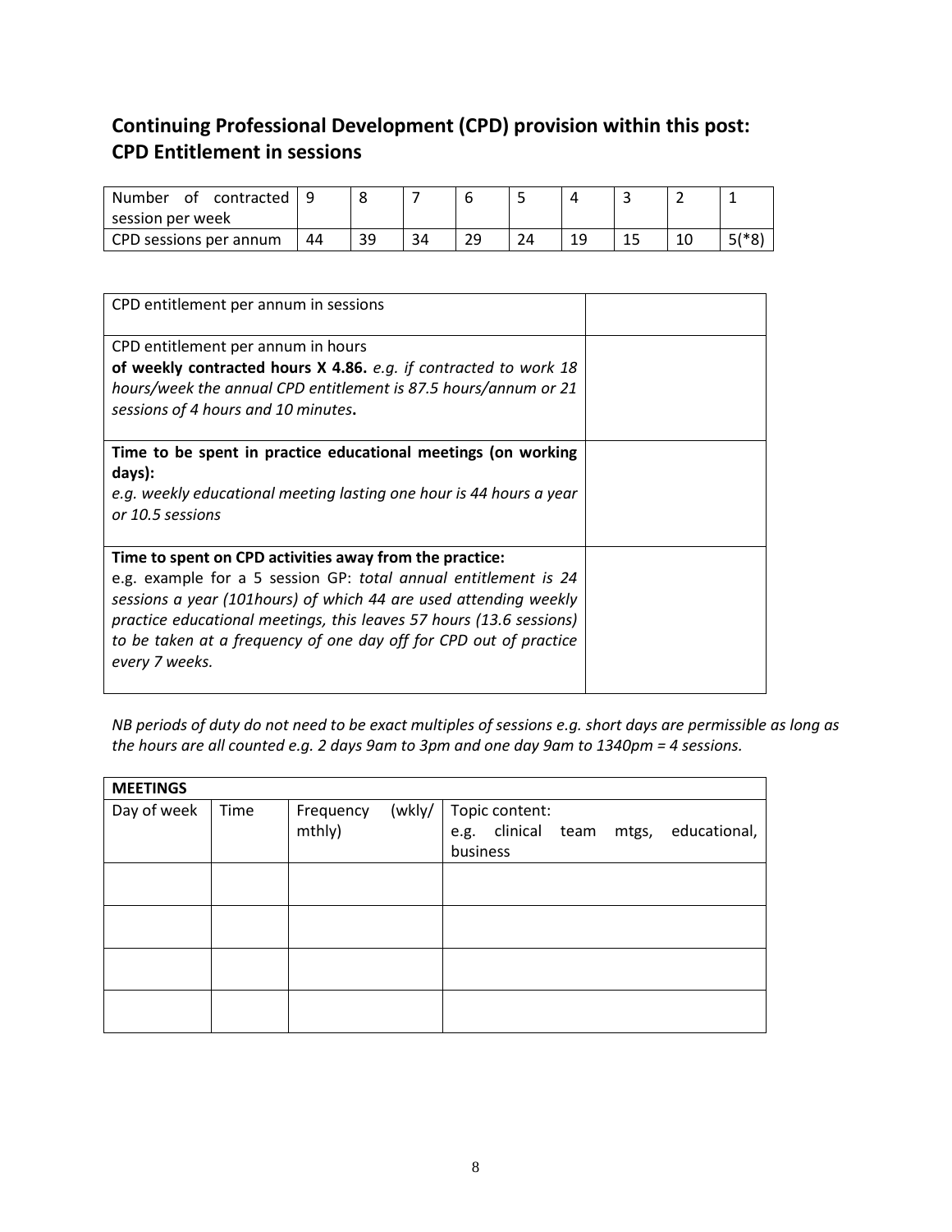## Continuing Professional Development (CPD) provision within this post: CPD Entitlement in sessions

| Number of contracted session per week | 9 | 8 | 7 | 6 | 5 | 4 | 3 | 2 | 1 |
|---|---|---|---|---|---|---|---|---|---|
| CPD sessions per annum | 44 | 39 | 34 | 29 | 24 | 19 | 15 | 10 | 5(*8) |

| | |
|---|---|
| CPD entitlement per annum in sessions | |
| CPD entitlement per annum in hours **of weekly contracted hours X 4.86.** *e.g. if contracted to work 18 hours/week the annual CPD entitlement is 87.5 hours/annum or 21 sessions of 4 hours and 10 minutes***.** | |
| **Time to be spent in practice educational meetings (on working days):** *e.g. weekly educational meeting lasting one hour is 44 hours a year or 10.5 sessions* | |
| **Time to spent on CPD activities away from the practice:** e.g. example for a 5 session GP: *total annual entitlement is 24 sessions a year (101hours) of which 44 are used attending weekly practice educational meetings, this leaves 57 hours (13.6 sessions) to be taken at a frequency of one day off for CPD out of practice every 7 weeks.* | |

*NB periods of duty do not need to be exact multiples of sessions e.g. short days are permissible as long as the hours are all counted e.g. 2 days 9am to 3pm and one day 9am to 1340pm = 4 sessions.*

| **MEETINGS** | | | |
|---|---|---|---|
| Day of week | Time | Frequency (wkly/ mthly) | Topic content: e.g. clinical team mtgs, educational, business |
| | | | |
| | | | |
| | | | |
| | | | |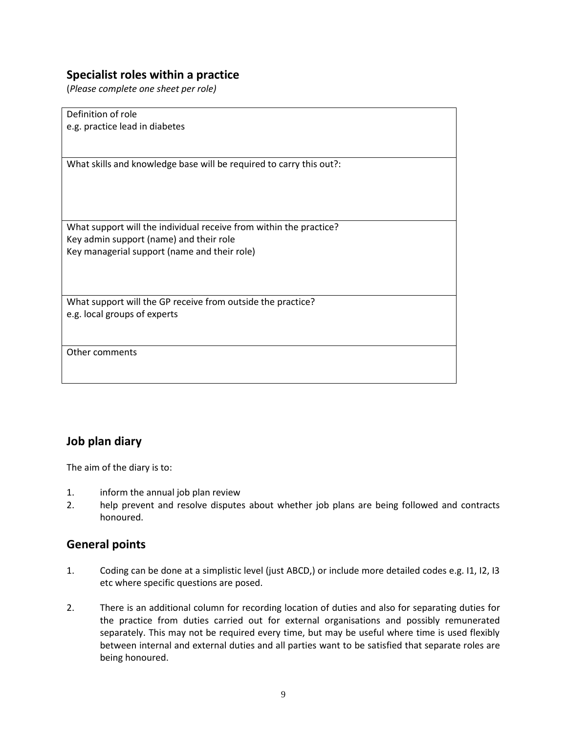## Specialist roles within a practice

(*Please complete one sheet per role)*

| Definition of role<br>e.g. practice lead in diabetes |
|---|
| What skills and knowledge base will be required to carry this out?: |
| What support will the individual receive from within the practice?<br>Key admin support (name) and their role<br>Key managerial support (name and their role) |
| What support will the GP receive from outside the practice?<br>e.g. local groups of experts |
| Other comments |

## Job plan diary

The aim of the diary is to:

1. inform the annual job plan review
2. help prevent and resolve disputes about whether job plans are being followed and contracts honoured.

## General points

1. Coding can be done at a simplistic level (just ABCD,) or include more detailed codes e.g. I1, I2, I3 etc where specific questions are posed.
2. There is an additional column for recording location of duties and also for separating duties for the practice from duties carried out for external organisations and possibly remunerated separately. This may not be required every time, but may be useful where time is used flexibly between internal and external duties and all parties want to be satisfied that separate roles are being honoured.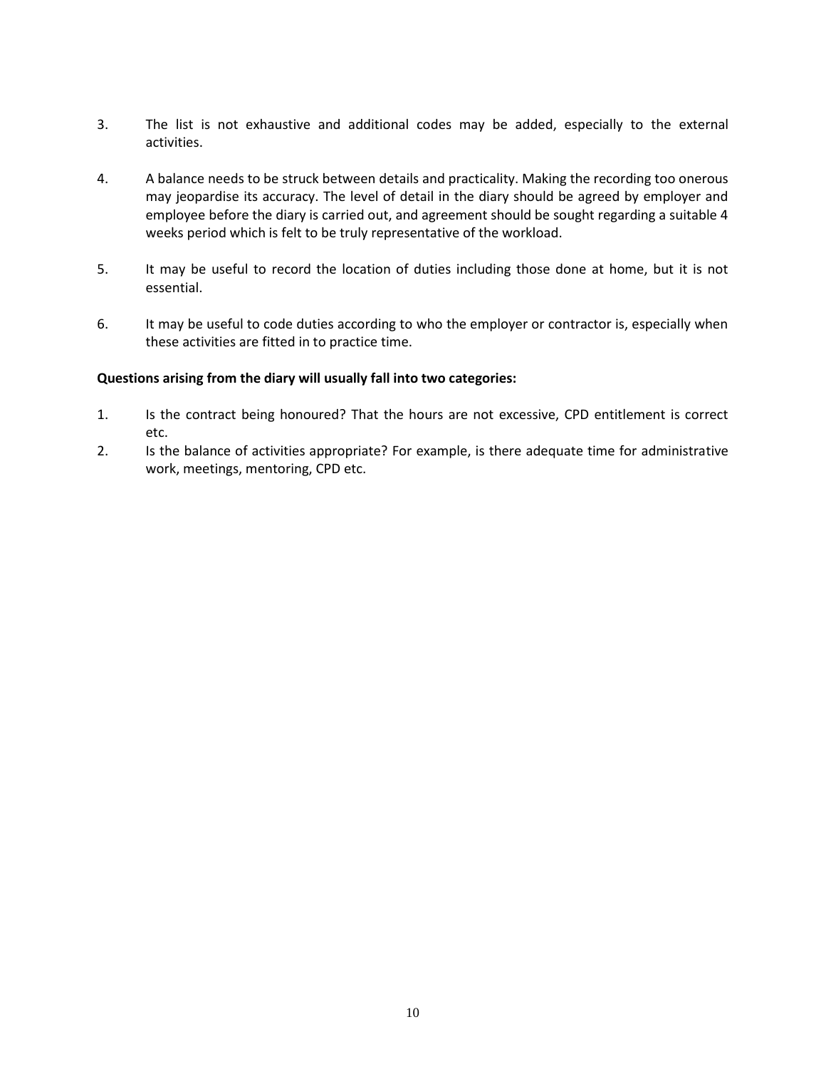3. The list is not exhaustive and additional codes may be added, especially to the external activities.

4. A balance needs to be struck between details and practicality. Making the recording too onerous may jeopardise its accuracy. The level of detail in the diary should be agreed by employer and employee before the diary is carried out, and agreement should be sought regarding a suitable 4 weeks period which is felt to be truly representative of the workload.

5. It may be useful to record the location of duties including those done at home, but it is not essential.

6. It may be useful to code duties according to who the employer or contractor is, especially when these activities are fitted in to practice time.

**Questions arising from the diary will usually fall into two categories:**

1. Is the contract being honoured? That the hours are not excessive, CPD entitlement is correct etc.
2. Is the balance of activities appropriate? For example, is there adequate time for administrative work, meetings, mentoring, CPD etc.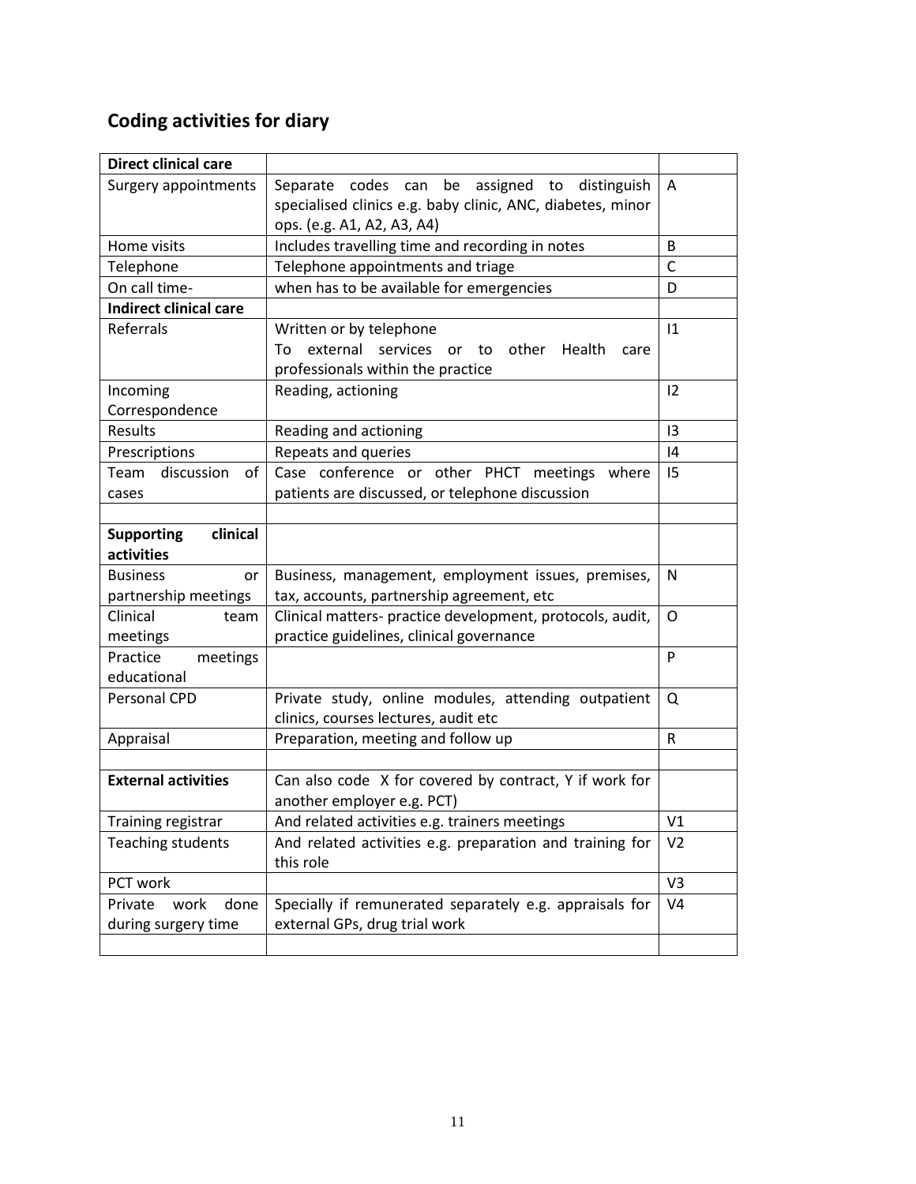## Coding activities for diary

| **Direct clinical care** | | |
|---|---|---|
| Surgery appointments | Separate codes can be assigned to distinguish specialised clinics e.g. baby clinic, ANC, diabetes, minor ops. (e.g. A1, A2, A3, A4) | A |
| Home visits | Includes travelling time and recording in notes | B |
| Telephone | Telephone appointments and triage | C |
| On call time- | when has to be available for emergencies | D |
| **Indirect clinical care** | | |
| Referrals | Written or by telephone<br>To external services or to other Health care professionals within the practice | I1 |
| Incoming Correspondence | Reading, actioning | I2 |
| Results | Reading and actioning | I3 |
| Prescriptions | Repeats and queries | I4 |
| Team discussion of cases | Case conference or other PHCT meetings where patients are discussed, or telephone discussion | I5 |
| | | |
| **Supporting clinical activities** | | |
| Business or partnership meetings | Business, management, employment issues, premises, tax, accounts, partnership agreement, etc | N |
| Clinical team meetings | Clinical matters- practice development, protocols, audit, practice guidelines, clinical governance | O |
| Practice meetings educational | | P |
| Personal CPD | Private study, online modules, attending outpatient clinics, courses lectures, audit etc | Q |
| Appraisal | Preparation, meeting and follow up | R |
| | | |
| **External activities** | Can also code X for covered by contract, Y if work for another employer e.g. PCT) | |
| Training registrar | And related activities e.g. trainers meetings | V1 |
| Teaching students | And related activities e.g. preparation and training for this role | V2 |
| PCT work | | V3 |
| Private work done during surgery time | Specially if remunerated separately e.g. appraisals for external GPs, drug trial work | V4 |
| | | |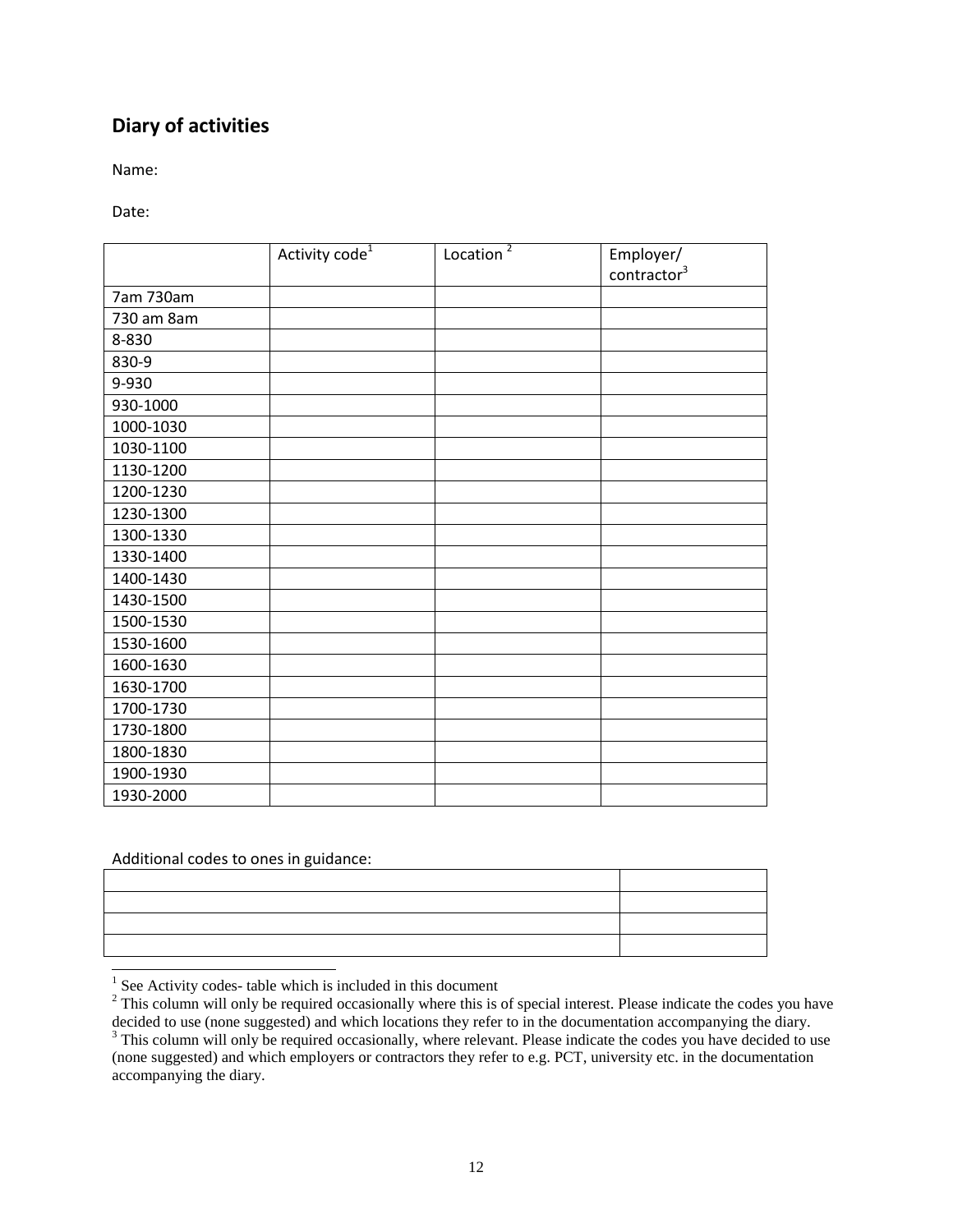## Diary of activities

Name:

Date:

| | Activity code[1] | Location [2] | Employer/ contractor[3] |
|---|---|---|---|
| 7am 730am | | | |
| 730 am 8am | | | |
| 8-830 | | | |
| 830-9 | | | |
| 9-930 | | | |
| 930-1000 | | | |
| 1000-1030 | | | |
| 1030-1100 | | | |
| 1130-1200 | | | |
| 1200-1230 | | | |
| 1230-1300 | | | |
| 1300-1330 | | | |
| 1330-1400 | | | |
| 1400-1430 | | | |
| 1430-1500 | | | |
| 1500-1530 | | | |
| 1530-1600 | | | |
| 1600-1630 | | | |
| 1630-1700 | | | |
| 1700-1730 | | | |
| 1730-1800 | | | |
| 1800-1830 | | | |
| 1900-1930 | | | |
| 1930-2000 | | | |

Additional codes to ones in guidance:

| | |
|---|---|
| | |
| | |
| | |
| | |

[1] See Activity codes- table which is included in this document

[2] This column will only be required occasionally where this is of special interest. Please indicate the codes you have decided to use (none suggested) and which locations they refer to in the documentation accompanying the diary.

[3] This column will only be required occasionally, where relevant. Please indicate the codes you have decided to use (none suggested) and which employers or contractors they refer to e.g. PCT, university etc. in the documentation accompanying the diary.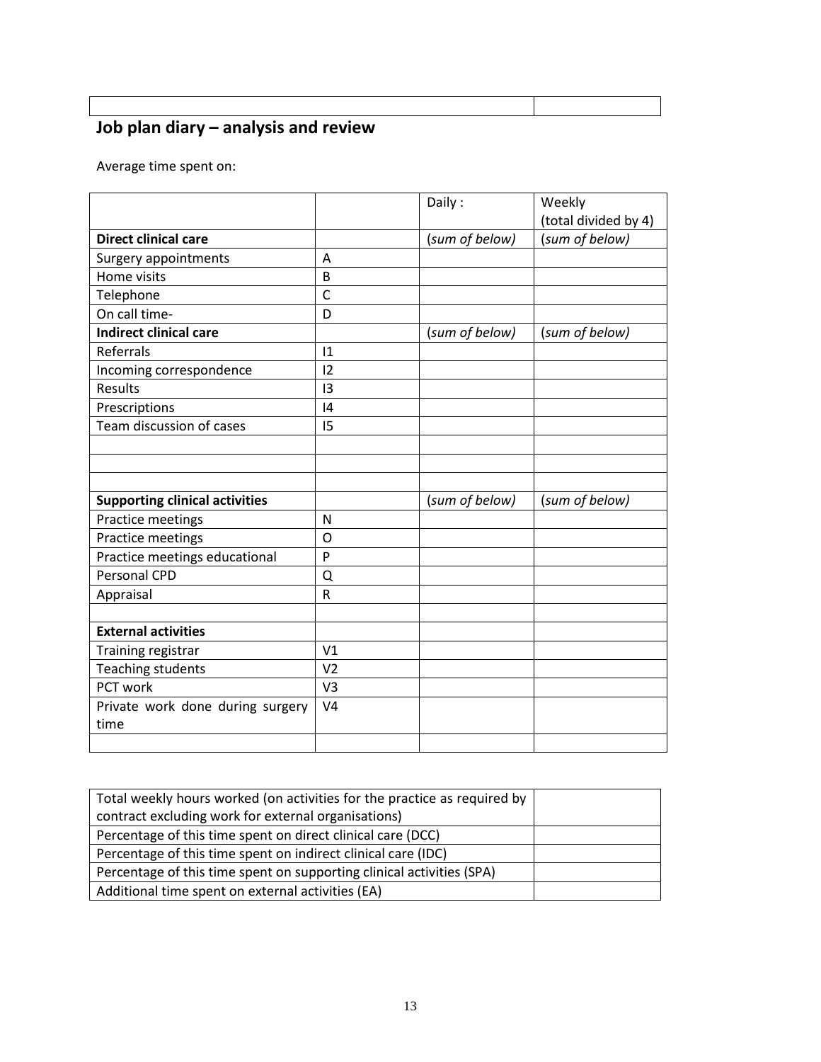## Job plan diary – analysis and review

Average time spent on:

| | | Daily : | Weekly (total divided by 4) |
|---|---|---|---|
| **Direct clinical care** | | (*sum of below)* | (*sum of below)* |
| Surgery appointments | A | | |
| Home visits | B | | |
| Telephone | C | | |
| On call time- | D | | |
| **Indirect clinical care** | | (*sum of below)* | (*sum of below)* |
| Referrals | I1 | | |
| Incoming correspondence | I2 | | |
| Results | I3 | | |
| Prescriptions | I4 | | |
| Team discussion of cases | I5 | | |
| | | | |
| | | | |
| | | | |
| **Supporting clinical activities** | | (*sum of below)* | (*sum of below)* |
| Practice meetings | N | | |
| Practice meetings | O | | |
| Practice meetings educational | P | | |
| Personal CPD | Q | | |
| Appraisal | R | | |
| | | | |
| **External activities** | | | |
| Training registrar | V1 | | |
| Teaching students | V2 | | |
| PCT work | V3 | | |
| Private work done during surgery time | V4 | | |
| | | | |

| | |
|---|---|
| Total weekly hours worked (on activities for the practice as required by contract excluding work for external organisations) | |
| Percentage of this time spent on direct clinical care (DCC) | |
| Percentage of this time spent on indirect clinical care (IDC) | |
| Percentage of this time spent on supporting clinical activities (SPA) | |
| Additional time spent on external activities (EA) | |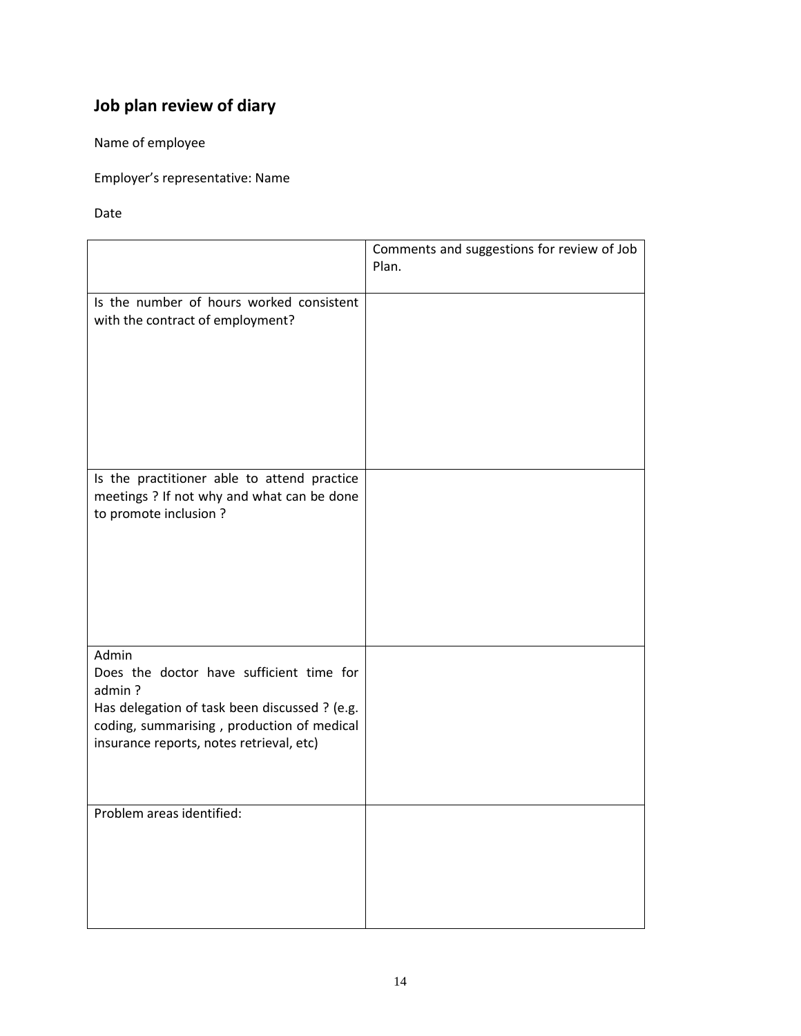## Job plan review of diary

Name of employee

Employer's representative: Name

Date

| | Comments and suggestions for review of Job Plan. |
|---|---|
| Is the number of hours worked consistent with the contract of employment? | |
| Is the practitioner able to attend practice meetings ? If not why and what can be done to promote inclusion ? | |
| Admin<br>Does the doctor have sufficient time for admin ?<br>Has delegation of task been discussed ? (e.g. coding, summarising , production of medical insurance reports, notes retrieval, etc) | |
| Problem areas identified: | |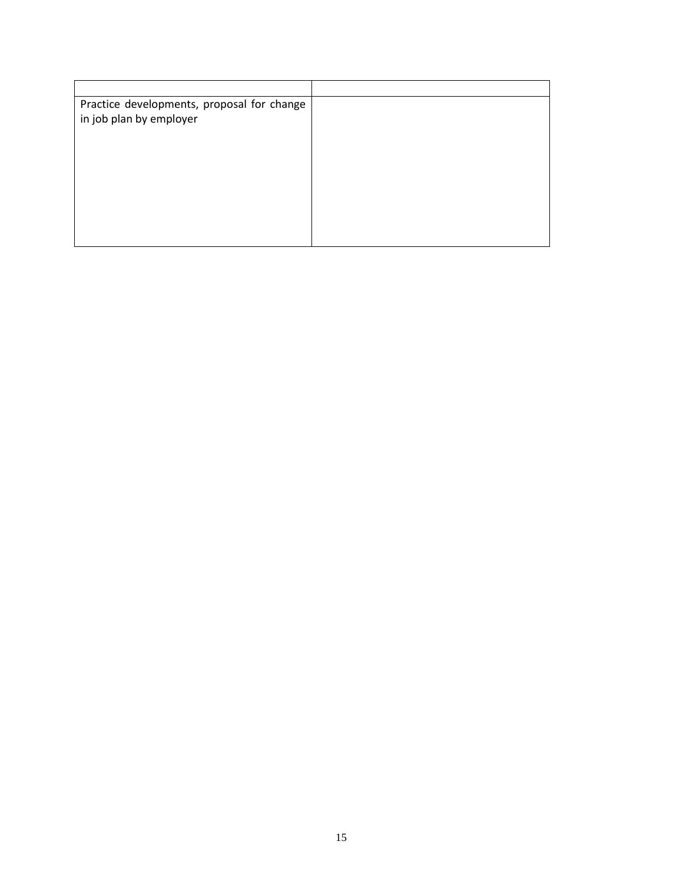| | |
| --- | --- |
| Practice developments, proposal for change in job plan by employer | |